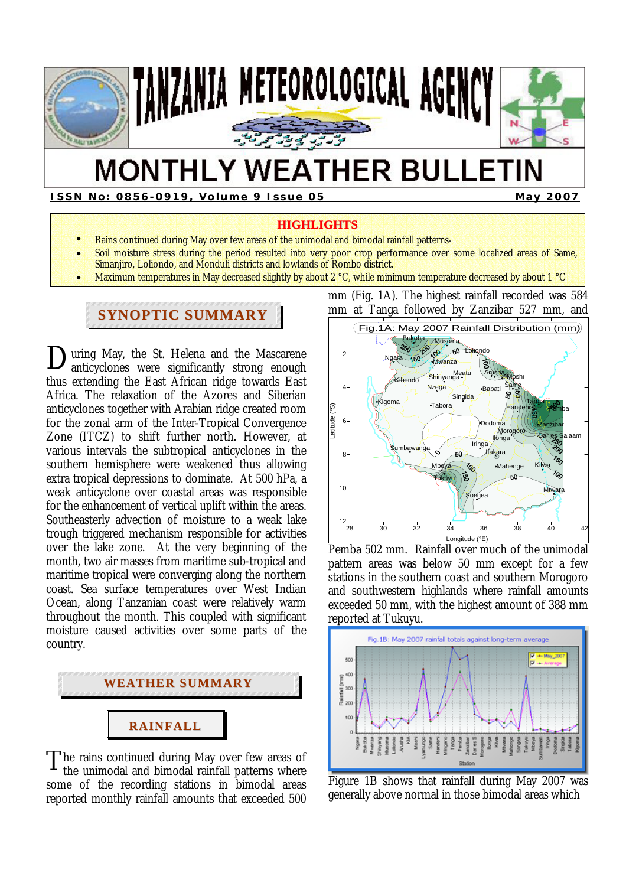# TANZANIA METEOROLOGICAL AGENCY

# MONTHLY WEATHER BULLETIN

**ISSN No: 0856-0919, Volume 9 Issue 05** **May 2007**

## HIGHLIGHTS

- Rains continued during May over few areas of the unimodal and bimodal rainfall patterns.
- Soil moisture stress during the period resulted into very poor crop performance over some localized areas of Same, Simanjiro, Loliondo, and Monduli districts and lowlands of Rombo district.
- Maximum temperatures in May decreased slightly by about 2 °C, while minimum temperature decreased by about 1 °C

## SYNOPTIC SUMMARY

During May, the St. Helena and the Mascarene anticyclones were significantly strong enough thus extending the East African ridge towards East Africa. The relaxation of the Azores and Siberian anticyclones together with Arabian ridge created room for the zonal arm of the Inter-Tropical Convergence Zone (ITCZ) to shift further north. However, at various intervals the subtropical anticyclones in the southern hemisphere were weakened thus allowing extra tropical depressions to dominate. At 500 hPa, a weak anticyclone over coastal areas was responsible for the enhancement of vertical uplift within the areas. Southeasterly advection of moisture to a weak lake trough triggered mechanism responsible for activities over the lake zone. At the very beginning of the month, two air masses from maritime sub-tropical and maritime tropical were converging along the northern coast. Sea surface temperatures over West Indian Ocean, along Tanzanian coast were relatively warm throughout the month. This coupled with significant moisture caused activities over some parts of the country.

## WEATHER SUMMARY

### RAINFALL

The rains continued during May over few areas of the unimodal and bimodal rainfall patterns where some of the recording stations in bimodal areas reported monthly rainfall amounts that exceeded 500 mm (Fig. 1A). The highest rainfall recorded was 584 mm at Tanga followed by Zanzibar 527 mm, and Pemba 502 mm. Rainfall over much of the unimodal pattern areas was below 50 mm except for a few stations in the southern coast and southern Morogoro and southwestern highlands where rainfall amounts exceeded 50 mm, with the highest amount of 388 mm reported at Tukuyu.

Fig.1A: May 2007 Rainfall Distribution (mm)

Fig. 1B: May 2007 rainfall totals against long-term average

Figure 1B shows that rainfall during May 2007 was generally above normal in those bimodal areas which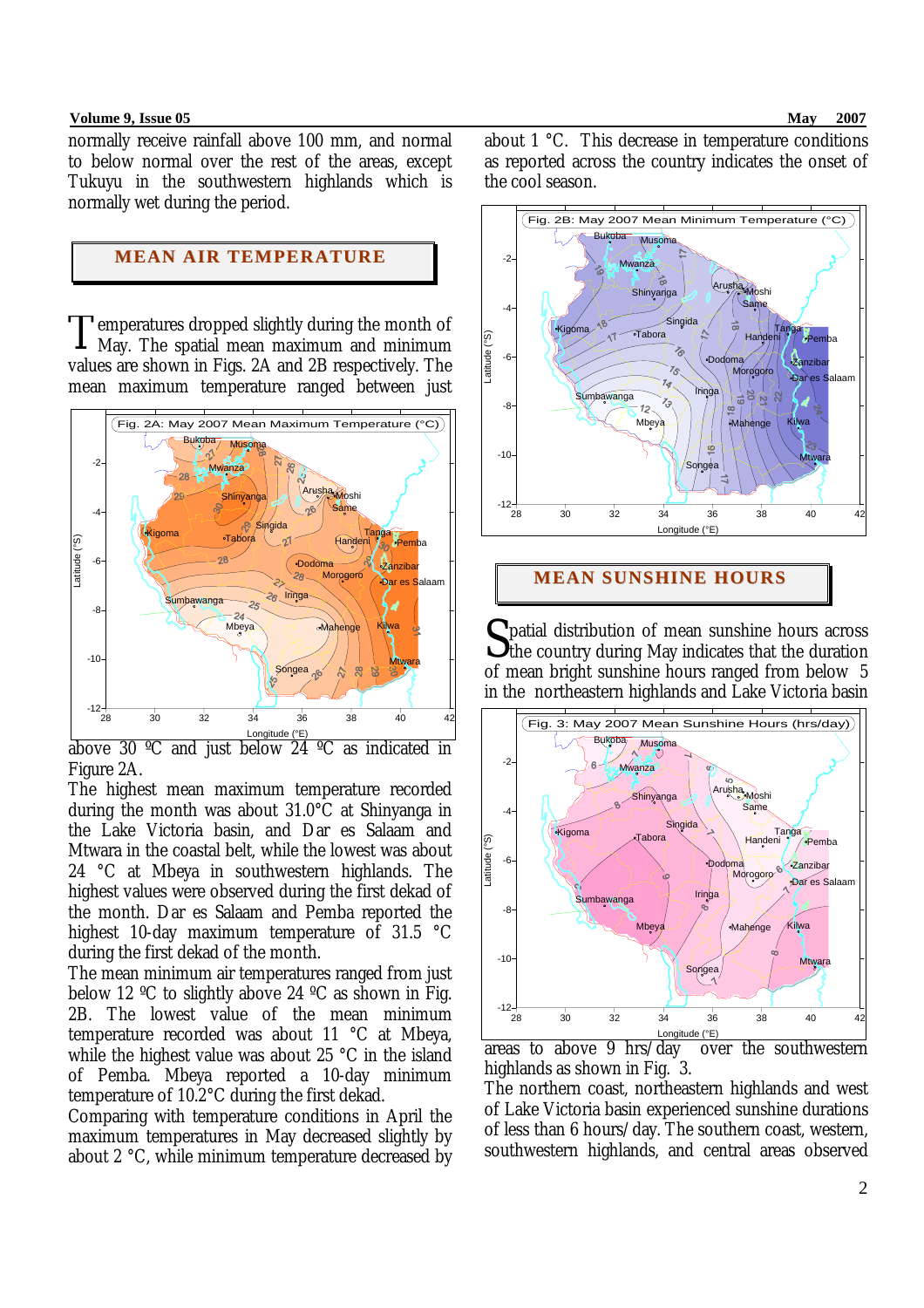normally receive rainfall above 100 mm, and normal to below normal over the rest of the areas, except Tukuyu in the southwestern highlands which is normally wet during the period.

## MEAN AIR TEMPERATURE

Temperatures dropped slightly during the month of May. The spatial mean maximum and minimum values are shown in Figs. 2A and 2B respectively. The mean maximum temperature ranged between just above 30 ºC and just below 24 ºC as indicated in Figure 2A.

Fig. 2A: May 2007 Mean Maximum Temperature (°C)

The highest mean maximum temperature recorded during the month was about 31.0°C at Shinyanga in the Lake Victoria basin, and Dar es Salaam and Mtwara in the coastal belt, while the lowest was about 24 °C at Mbeya in southwestern highlands. The highest values were observed during the first dekad of the month. Dar es Salaam and Pemba reported the highest 10-day maximum temperature of 31.5 °C during the first dekad of the month.

The mean minimum air temperatures ranged from just below 12 ºC to slightly above 24 ºC as shown in Fig. 2B. The lowest value of the mean minimum temperature recorded was about 11 °C at Mbeya, while the highest value was about 25 °C in the island of Pemba. Mbeya reported a 10-day minimum temperature of 10.2°C during the first dekad.

Comparing with temperature conditions in April the maximum temperatures in May decreased slightly by about 2 °C, while minimum temperature decreased by about 1 °C. This decrease in temperature conditions as reported across the country indicates the onset of the cool season.

Fig. 2B: May 2007 Mean Minimum Temperature (°C)

## MEAN SUNSHINE HOURS

Spatial distribution of mean sunshine hours across the country during May indicates that the duration of mean bright sunshine hours ranged from below 5 in the northeastern highlands and Lake Victoria basin areas to above 9 hrs/day over the southwestern highlands as shown in Fig. 3.

Fig. 3: May 2007 Mean Sunshine Hours (hrs/day)

The northern coast, northeastern highlands and west of Lake Victoria basin experienced sunshine durations of less than 6 hours/day. The southern coast, western, southwestern highlands, and central areas observed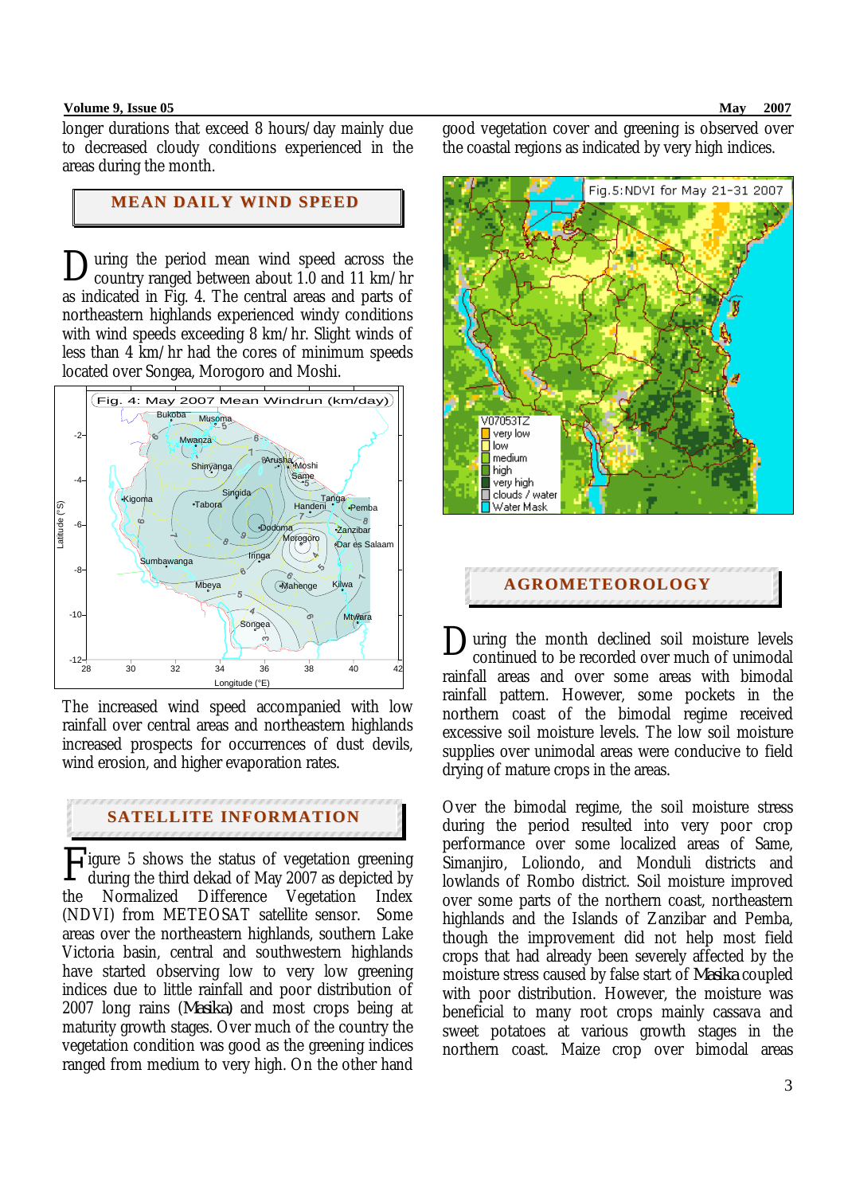longer durations that exceed 8 hours/day mainly due to decreased cloudy conditions experienced in the areas during the month.

## MEAN DAILY WIND SPEED

During the period mean wind speed across the country ranged between about 1.0 and 11 km/hr as indicated in Fig. 4. The central areas and parts of northeastern highlands experienced windy conditions with wind speeds exceeding 8 km/hr. Slight winds of less than 4 km/hr had the cores of minimum speeds located over Songea, Morogoro and Moshi.

Fig. 4: May 2007 Mean Windrun (km/day)

The increased wind speed accompanied with low rainfall over central areas and northeastern highlands increased prospects for occurrences of dust devils, wind erosion, and higher evaporation rates.

## SATELLITE INFORMATION

Figure 5 shows the status of vegetation greening during the third dekad of May 2007 as depicted by the Normalized Difference Vegetation Index (NDVI) from METEOSAT satellite sensor. Some areas over the northeastern highlands, southern Lake Victoria basin, central and southwestern highlands have started observing low to very low greening indices due to little rainfall and poor distribution of 2007 long rains (*Masika*) and most crops being at maturity growth stages. Over much of the country the vegetation condition was good as the greening indices ranged from medium to very high. On the other hand good vegetation cover and greening is observed over the coastal regions as indicated by very high indices.

Fig.5: NDVI for May 21-31 2007

## AGROMETEOROLOGY

During the month declined soil moisture levels continued to be recorded over much of unimodal rainfall areas and over some areas with bimodal rainfall pattern. However, some pockets in the northern coast of the bimodal regime received excessive soil moisture levels. The low soil moisture supplies over unimodal areas were conducive to field drying of mature crops in the areas.

Over the bimodal regime, the soil moisture stress during the period resulted into very poor crop performance over some localized areas of Same, Simanjiro, Loliondo, and Monduli districts and lowlands of Rombo district. Soil moisture improved over some parts of the northern coast, northeastern highlands and the Islands of Zanzibar and Pemba, though the improvement did not help most field crops that had already been severely affected by the moisture stress caused by false start of *Masika* coupled with poor distribution. However, the moisture was beneficial to many root crops mainly cassava and sweet potatoes at various growth stages in the northern coast. Maize crop over bimodal areas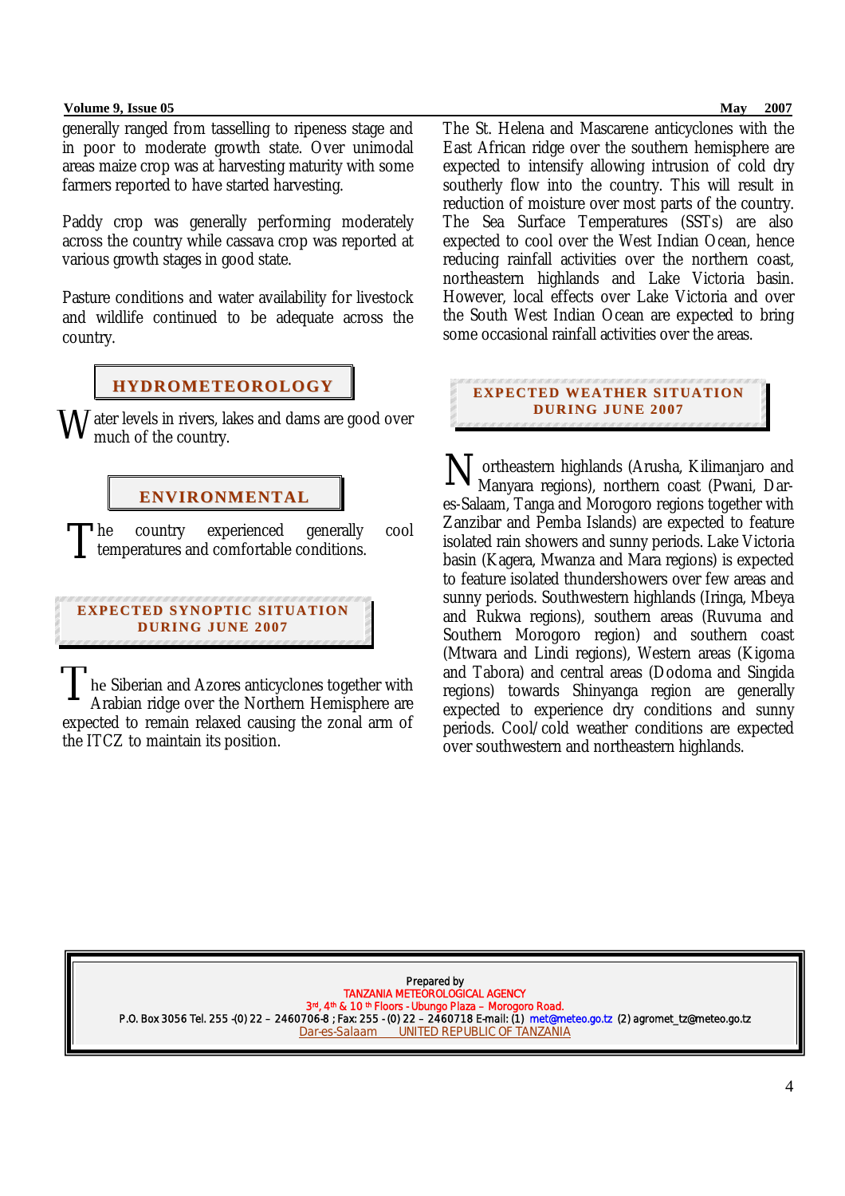generally ranged from tasselling to ripeness stage and in poor to moderate growth state. Over unimodal areas maize crop was at harvesting maturity with some farmers reported to have started harvesting.

Paddy crop was generally performing moderately across the country while cassava crop was reported at various growth stages in good state.

Pasture conditions and water availability for livestock and wildlife continued to be adequate across the country.

## HYDROMETEOROLOGY

Water levels in rivers, lakes and dams are good over much of the country.

## ENVIRONMENTAL

The country experienced generally cool temperatures and comfortable conditions.

## EXPECTED SYNOPTIC SITUATION DURING JUNE 2007

The Siberian and Azores anticyclones together with Arabian ridge over the Northern Hemisphere are expected to remain relaxed causing the zonal arm of the ITCZ to maintain its position.

The St. Helena and Mascarene anticyclones with the East African ridge over the southern hemisphere are expected to intensify allowing intrusion of cold dry southerly flow into the country. This will result in reduction of moisture over most parts of the country. The Sea Surface Temperatures (SSTs) are also expected to cool over the West Indian Ocean, hence reducing rainfall activities over the northern coast, northeastern highlands and Lake Victoria basin. However, local effects over Lake Victoria and over the South West Indian Ocean are expected to bring some occasional rainfall activities over the areas.

## EXPECTED WEATHER SITUATION DURING JUNE 2007

Northeastern highlands (Arusha, Kilimanjaro and Manyara regions), northern coast (Pwani, Dar-es-Salaam, Tanga and Morogoro regions together with Zanzibar and Pemba Islands) are expected to feature isolated rain showers and sunny periods. Lake Victoria basin (Kagera, Mwanza and Mara regions) is expected to feature isolated thundershowers over few areas and sunny periods. Southwestern highlands (Iringa, Mbeya and Rukwa regions), southern areas (Ruvuma and Southern Morogoro region) and southern coast (Mtwara and Lindi regions), Western areas (Kigoma and Tabora) and central areas (Dodoma and Singida regions) towards Shinyanga region are generally expected to experience dry conditions and sunny periods. Cool/cold weather conditions are expected over southwestern and northeastern highlands.

Prepared by
TANZANIA METEOROLOGICAL AGENCY
3rd, 4th & 10 th Floors - Ubungo Plaza – Morogoro Road.
P.O. Box 3056 Tel. 255 -(0) 22 – 2460706-8 ; Fax: 255 - (0) 22 – 2460718 E-mail: (1) met@meteo.go.tz (2) agromet_tz@meteo.go.tz
Dar-es-Salaam UNITED REPUBLIC OF TANZANIA